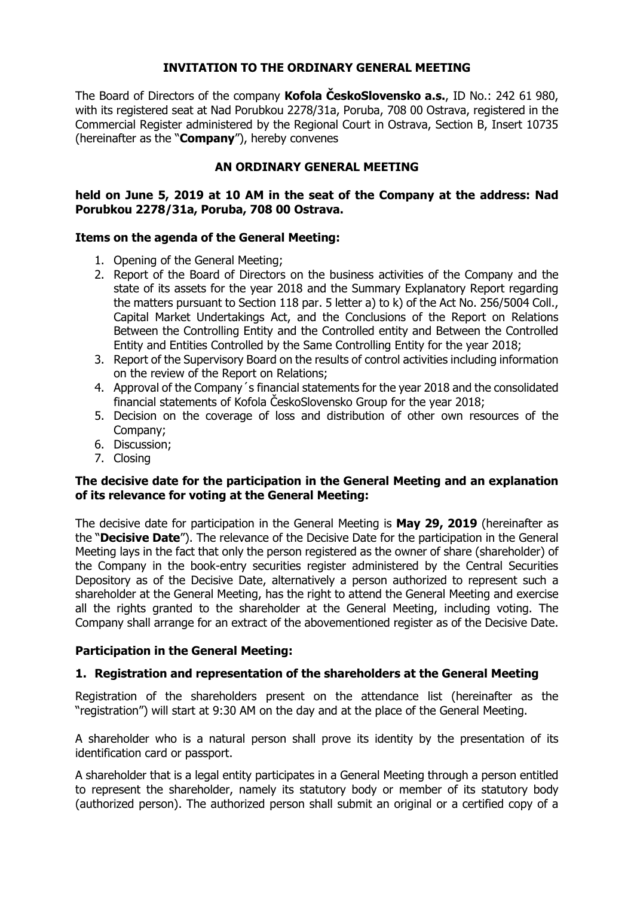## INVITATION TO THE ORDINARY GENERAL MEETING

The Board of Directors of the company **Kofola ČeskoSlovensko a.s.**, ID No.: 242 61 980, with its registered seat at Nad Porubkou 2278/31a, Poruba, 708 00 Ostrava, registered in the Commercial Register administered by the Regional Court in Ostrava, Section B, Insert 10735 (hereinafter as the "**Company**"), hereby convenes

## AN ORDINARY GENERAL MEETING

**held on June 5, 2019 at 10 AM in the seat of the Company at the address: Nad Porubkou 2278/31a, Poruba, 708 00 Ostrava.**

### Items on the agenda of the General Meeting:

1. Opening of the General Meeting;
2. Report of the Board of Directors on the business activities of the Company and the state of its assets for the year 2018 and the Summary Explanatory Report regarding the matters pursuant to Section 118 par. 5 letter a) to k) of the Act No. 256/5004 Coll., Capital Market Undertakings Act, and the Conclusions of the Report on Relations Between the Controlling Entity and the Controlled entity and Between the Controlled Entity and Entities Controlled by the Same Controlling Entity for the year 2018;
3. Report of the Supervisory Board on the results of control activities including information on the review of the Report on Relations;
4. Approval of the Company´s financial statements for the year 2018 and the consolidated financial statements of Kofola ČeskoSlovensko Group for the year 2018;
5. Decision on the coverage of loss and distribution of other own resources of the Company;
6. Discussion;
7. Closing

### The decisive date for the participation in the General Meeting and an explanation of its relevance for voting at the General Meeting:

The decisive date for participation in the General Meeting is **May 29, 2019** (hereinafter as the "**Decisive Date**"). The relevance of the Decisive Date for the participation in the General Meeting lays in the fact that only the person registered as the owner of share (shareholder) of the Company in the book-entry securities register administered by the Central Securities Depository as of the Decisive Date, alternatively a person authorized to represent such a shareholder at the General Meeting, has the right to attend the General Meeting and exercise all the rights granted to the shareholder at the General Meeting, including voting. The Company shall arrange for an extract of the abovementioned register as of the Decisive Date.

### Participation in the General Meeting:

#### 1. Registration and representation of the shareholders at the General Meeting

Registration of the shareholders present on the attendance list (hereinafter as the "registration") will start at 9:30 AM on the day and at the place of the General Meeting.

A shareholder who is a natural person shall prove its identity by the presentation of its identification card or passport.

A shareholder that is a legal entity participates in a General Meeting through a person entitled to represent the shareholder, namely its statutory body or member of its statutory body (authorized person). The authorized person shall submit an original or a certified copy of a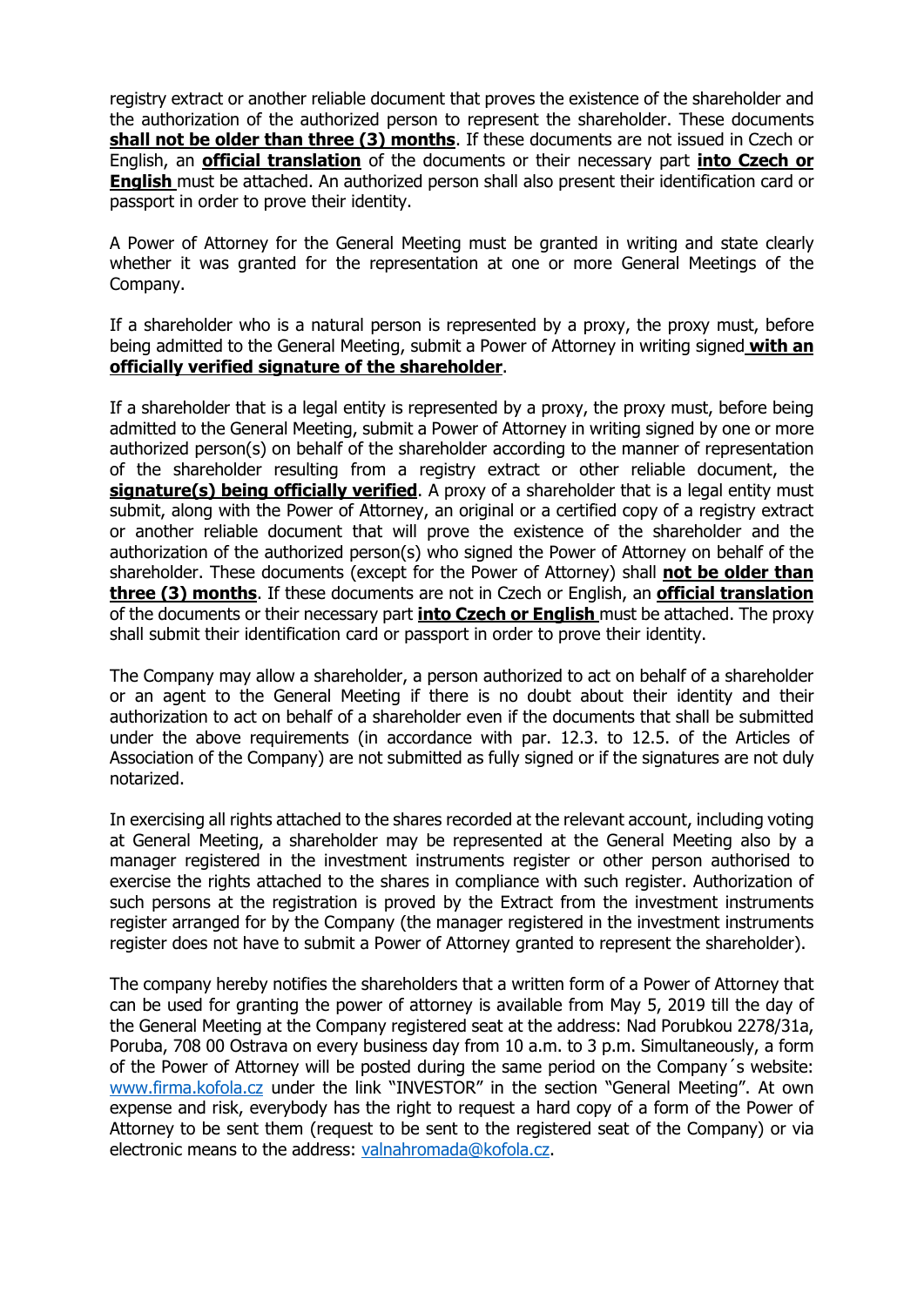registry extract or another reliable document that proves the existence of the shareholder and the authorization of the authorized person to represent the shareholder. These documents **shall not be older than three (3) months**. If these documents are not issued in Czech or English, an **official translation** of the documents or their necessary part **into Czech or English** must be attached. An authorized person shall also present their identification card or passport in order to prove their identity.

A Power of Attorney for the General Meeting must be granted in writing and state clearly whether it was granted for the representation at one or more General Meetings of the Company.

If a shareholder who is a natural person is represented by a proxy, the proxy must, before being admitted to the General Meeting, submit a Power of Attorney in writing signed **with an officially verified signature of the shareholder**.

If a shareholder that is a legal entity is represented by a proxy, the proxy must, before being admitted to the General Meeting, submit a Power of Attorney in writing signed by one or more authorized person(s) on behalf of the shareholder according to the manner of representation of the shareholder resulting from a registry extract or other reliable document, the **signature(s) being officially verified**. A proxy of a shareholder that is a legal entity must submit, along with the Power of Attorney, an original or a certified copy of a registry extract or another reliable document that will prove the existence of the shareholder and the authorization of the authorized person(s) who signed the Power of Attorney on behalf of the shareholder. These documents (except for the Power of Attorney) shall **not be older than three (3) months**. If these documents are not in Czech or English, an **official translation** of the documents or their necessary part **into Czech or English** must be attached. The proxy shall submit their identification card or passport in order to prove their identity.

The Company may allow a shareholder, a person authorized to act on behalf of a shareholder or an agent to the General Meeting if there is no doubt about their identity and their authorization to act on behalf of a shareholder even if the documents that shall be submitted under the above requirements (in accordance with par. 12.3. to 12.5. of the Articles of Association of the Company) are not submitted as fully signed or if the signatures are not duly notarized.

In exercising all rights attached to the shares recorded at the relevant account, including voting at General Meeting, a shareholder may be represented at the General Meeting also by a manager registered in the investment instruments register or other person authorised to exercise the rights attached to the shares in compliance with such register. Authorization of such persons at the registration is proved by the Extract from the investment instruments register arranged for by the Company (the manager registered in the investment instruments register does not have to submit a Power of Attorney granted to represent the shareholder).

The company hereby notifies the shareholders that a written form of a Power of Attorney that can be used for granting the power of attorney is available from May 5, 2019 till the day of the General Meeting at the Company registered seat at the address: Nad Porubkou 2278/31a, Poruba, 708 00 Ostrava on every business day from 10 a.m. to 3 p.m. Simultaneously, a form of the Power of Attorney will be posted during the same period on the Company´s website: www.firma.kofola.cz under the link "INVESTOR" in the section "General Meeting". At own expense and risk, everybody has the right to request a hard copy of a form of the Power of Attorney to be sent them (request to be sent to the registered seat of the Company) or via electronic means to the address: valnahromada@kofola.cz.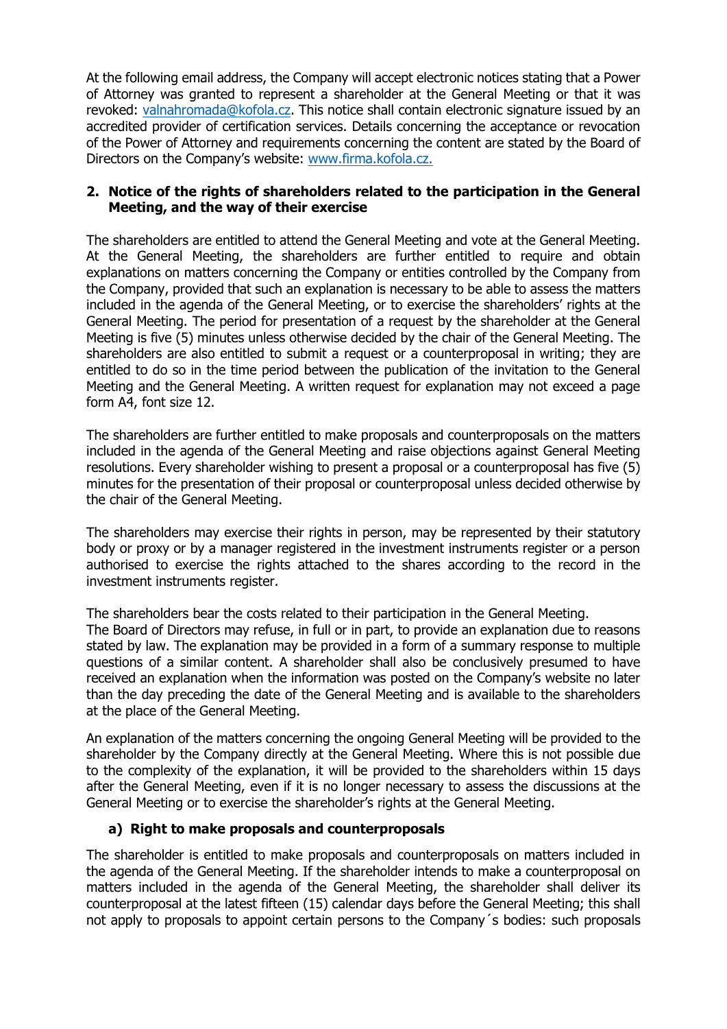At the following email address, the Company will accept electronic notices stating that a Power of Attorney was granted to represent a shareholder at the General Meeting or that it was revoked: valnahromada@kofola.cz. This notice shall contain electronic signature issued by an accredited provider of certification services. Details concerning the acceptance or revocation of the Power of Attorney and requirements concerning the content are stated by the Board of Directors on the Company's website: www.firma.kofola.cz.

## 2. Notice of the rights of shareholders related to the participation in the General Meeting, and the way of their exercise

The shareholders are entitled to attend the General Meeting and vote at the General Meeting. At the General Meeting, the shareholders are further entitled to require and obtain explanations on matters concerning the Company or entities controlled by the Company from the Company, provided that such an explanation is necessary to be able to assess the matters included in the agenda of the General Meeting, or to exercise the shareholders' rights at the General Meeting. The period for presentation of a request by the shareholder at the General Meeting is five (5) minutes unless otherwise decided by the chair of the General Meeting. The shareholders are also entitled to submit a request or a counterproposal in writing; they are entitled to do so in the time period between the publication of the invitation to the General Meeting and the General Meeting. A written request for explanation may not exceed a page form A4, font size 12.

The shareholders are further entitled to make proposals and counterproposals on the matters included in the agenda of the General Meeting and raise objections against General Meeting resolutions. Every shareholder wishing to present a proposal or a counterproposal has five (5) minutes for the presentation of their proposal or counterproposal unless decided otherwise by the chair of the General Meeting.

The shareholders may exercise their rights in person, may be represented by their statutory body or proxy or by a manager registered in the investment instruments register or a person authorised to exercise the rights attached to the shares according to the record in the investment instruments register.

The shareholders bear the costs related to their participation in the General Meeting.
The Board of Directors may refuse, in full or in part, to provide an explanation due to reasons stated by law. The explanation may be provided in a form of a summary response to multiple questions of a similar content. A shareholder shall also be conclusively presumed to have received an explanation when the information was posted on the Company's website no later than the day preceding the date of the General Meeting and is available to the shareholders at the place of the General Meeting.

An explanation of the matters concerning the ongoing General Meeting will be provided to the shareholder by the Company directly at the General Meeting. Where this is not possible due to the complexity of the explanation, it will be provided to the shareholders within 15 days after the General Meeting, even if it is no longer necessary to assess the discussions at the General Meeting or to exercise the shareholder's rights at the General Meeting.

### a) Right to make proposals and counterproposals

The shareholder is entitled to make proposals and counterproposals on matters included in the agenda of the General Meeting. If the shareholder intends to make a counterproposal on matters included in the agenda of the General Meeting, the shareholder shall deliver its counterproposal at the latest fifteen (15) calendar days before the General Meeting; this shall not apply to proposals to appoint certain persons to the Company´s bodies: such proposals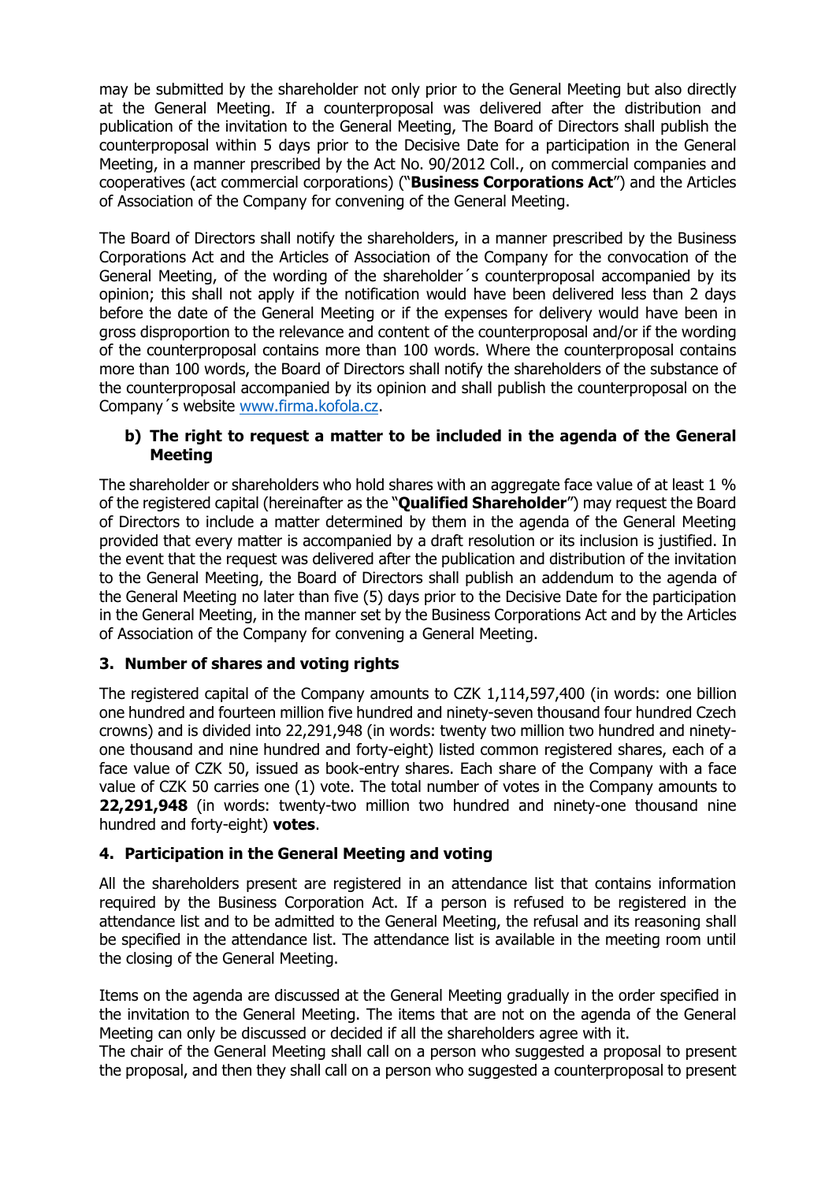may be submitted by the shareholder not only prior to the General Meeting but also directly at the General Meeting. If a counterproposal was delivered after the distribution and publication of the invitation to the General Meeting, The Board of Directors shall publish the counterproposal within 5 days prior to the Decisive Date for a participation in the General Meeting, in a manner prescribed by the Act No. 90/2012 Coll., on commercial companies and cooperatives (act commercial corporations) ("**Business Corporations Act**") and the Articles of Association of the Company for convening of the General Meeting.

The Board of Directors shall notify the shareholders, in a manner prescribed by the Business Corporations Act and the Articles of Association of the Company for the convocation of the General Meeting, of the wording of the shareholder´s counterproposal accompanied by its opinion; this shall not apply if the notification would have been delivered less than 2 days before the date of the General Meeting or if the expenses for delivery would have been in gross disproportion to the relevance and content of the counterproposal and/or if the wording of the counterproposal contains more than 100 words. Where the counterproposal contains more than 100 words, the Board of Directors shall notify the shareholders of the substance of the counterproposal accompanied by its opinion and shall publish the counterproposal on the Company´s website www.firma.kofola.cz.

**b) The right to request a matter to be included in the agenda of the General Meeting**

The shareholder or shareholders who hold shares with an aggregate face value of at least 1 % of the registered capital (hereinafter as the "**Qualified Shareholder**") may request the Board of Directors to include a matter determined by them in the agenda of the General Meeting provided that every matter is accompanied by a draft resolution or its inclusion is justified. In the event that the request was delivered after the publication and distribution of the invitation to the General Meeting, the Board of Directors shall publish an addendum to the agenda of the General Meeting no later than five (5) days prior to the Decisive Date for the participation in the General Meeting, in the manner set by the Business Corporations Act and by the Articles of Association of the Company for convening a General Meeting.

## 3. Number of shares and voting rights

The registered capital of the Company amounts to CZK 1,114,597,400 (in words: one billion one hundred and fourteen million five hundred and ninety-seven thousand four hundred Czech crowns) and is divided into 22,291,948 (in words: twenty two million two hundred and ninety-one thousand and nine hundred and forty-eight) listed common registered shares, each of a face value of CZK 50, issued as book-entry shares. Each share of the Company with a face value of CZK 50 carries one (1) vote. The total number of votes in the Company amounts to **22,291,948** (in words: twenty-two million two hundred and ninety-one thousand nine hundred and forty-eight) **votes**.

## 4. Participation in the General Meeting and voting

All the shareholders present are registered in an attendance list that contains information required by the Business Corporation Act. If a person is refused to be registered in the attendance list and to be admitted to the General Meeting, the refusal and its reasoning shall be specified in the attendance list. The attendance list is available in the meeting room until the closing of the General Meeting.

Items on the agenda are discussed at the General Meeting gradually in the order specified in the invitation to the General Meeting. The items that are not on the agenda of the General Meeting can only be discussed or decided if all the shareholders agree with it.
The chair of the General Meeting shall call on a person who suggested a proposal to present the proposal, and then they shall call on a person who suggested a counterproposal to present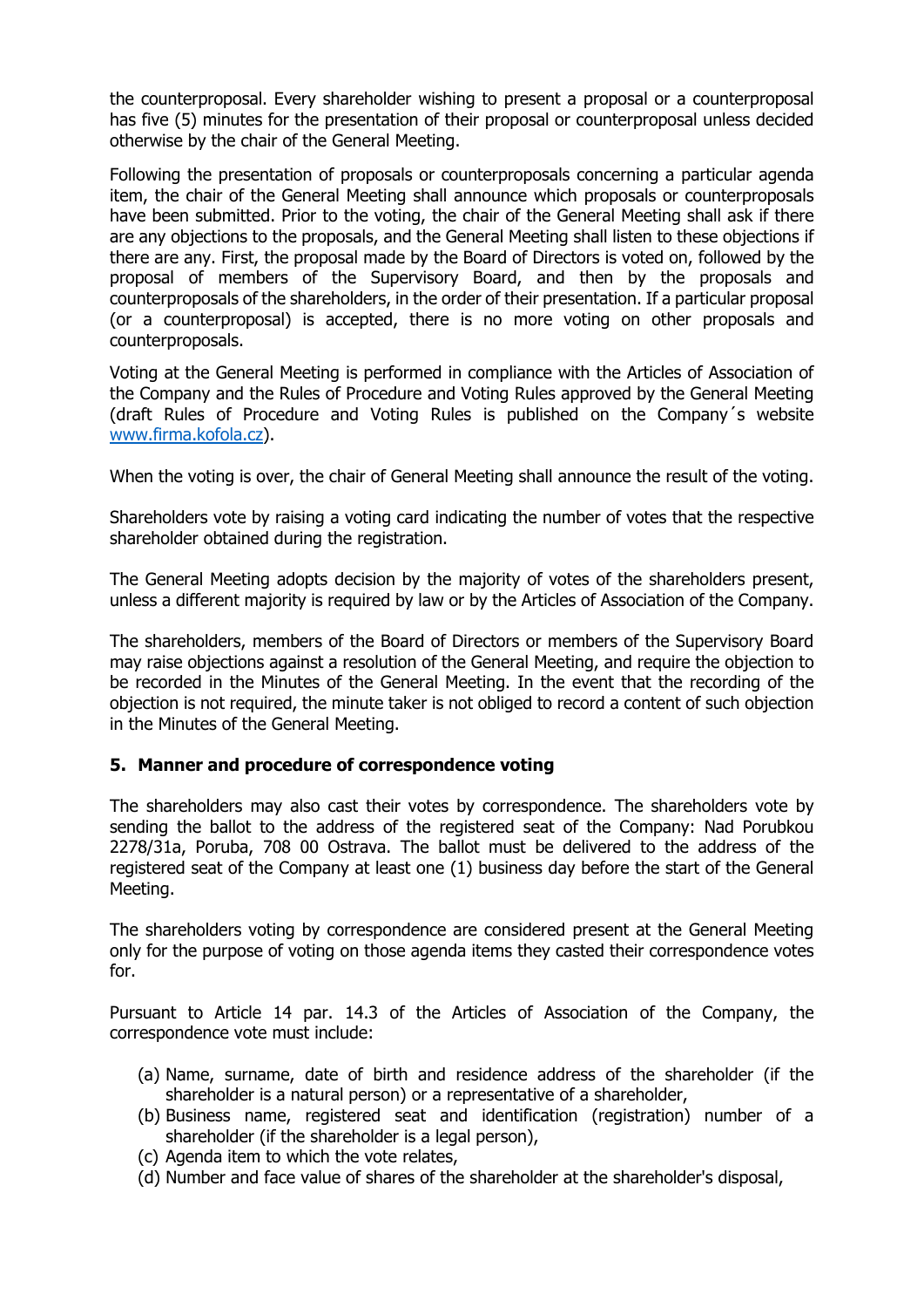the counterproposal. Every shareholder wishing to present a proposal or a counterproposal has five (5) minutes for the presentation of their proposal or counterproposal unless decided otherwise by the chair of the General Meeting.

Following the presentation of proposals or counterproposals concerning a particular agenda item, the chair of the General Meeting shall announce which proposals or counterproposals have been submitted. Prior to the voting, the chair of the General Meeting shall ask if there are any objections to the proposals, and the General Meeting shall listen to these objections if there are any. First, the proposal made by the Board of Directors is voted on, followed by the proposal of members of the Supervisory Board, and then by the proposals and counterproposals of the shareholders, in the order of their presentation. If a particular proposal (or a counterproposal) is accepted, there is no more voting on other proposals and counterproposals.

Voting at the General Meeting is performed in compliance with the Articles of Association of the Company and the Rules of Procedure and Voting Rules approved by the General Meeting (draft Rules of Procedure and Voting Rules is published on the Company´s website [www.firma.kofola.cz](www.firma.kofola.cz)).

When the voting is over, the chair of General Meeting shall announce the result of the voting.

Shareholders vote by raising a voting card indicating the number of votes that the respective shareholder obtained during the registration.

The General Meeting adopts decision by the majority of votes of the shareholders present, unless a different majority is required by law or by the Articles of Association of the Company.

The shareholders, members of the Board of Directors or members of the Supervisory Board may raise objections against a resolution of the General Meeting, and require the objection to be recorded in the Minutes of the General Meeting. In the event that the recording of the objection is not required, the minute taker is not obliged to record a content of such objection in the Minutes of the General Meeting.

## 5. Manner and procedure of correspondence voting

The shareholders may also cast their votes by correspondence. The shareholders vote by sending the ballot to the address of the registered seat of the Company: Nad Porubkou 2278/31a, Poruba, 708 00 Ostrava. The ballot must be delivered to the address of the registered seat of the Company at least one (1) business day before the start of the General Meeting.

The shareholders voting by correspondence are considered present at the General Meeting only for the purpose of voting on those agenda items they casted their correspondence votes for.

Pursuant to Article 14 par. 14.3 of the Articles of Association of the Company, the correspondence vote must include:

(a) Name, surname, date of birth and residence address of the shareholder (if the shareholder is a natural person) or a representative of a shareholder,
(b) Business name, registered seat and identification (registration) number of a shareholder (if the shareholder is a legal person),
(c) Agenda item to which the vote relates,
(d) Number and face value of shares of the shareholder at the shareholder's disposal,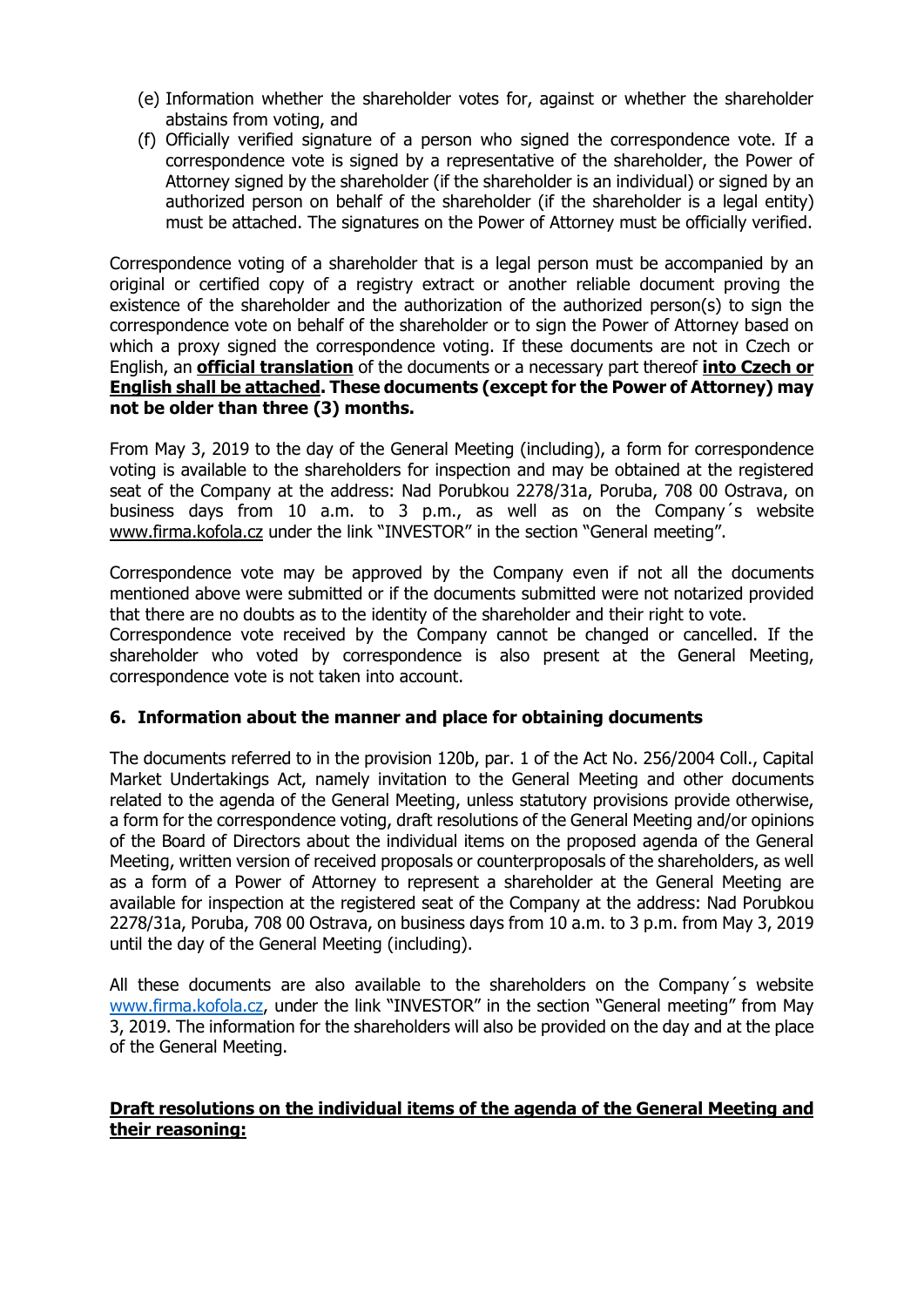(e) Information whether the shareholder votes for, against or whether the shareholder abstains from voting, and

(f) Officially verified signature of a person who signed the correspondence vote. If a correspondence vote is signed by a representative of the shareholder, the Power of Attorney signed by the shareholder (if the shareholder is an individual) or signed by an authorized person on behalf of the shareholder (if the shareholder is a legal entity) must be attached. The signatures on the Power of Attorney must be officially verified.

Correspondence voting of a shareholder that is a legal person must be accompanied by an original or certified copy of a registry extract or another reliable document proving the existence of the shareholder and the authorization of the authorized person(s) to sign the correspondence vote on behalf of the shareholder or to sign the Power of Attorney based on which a proxy signed the correspondence voting. If these documents are not in Czech or English, an **official translation** of the documents or a necessary part thereof **into Czech or English shall be attached. These documents (except for the Power of Attorney) may not be older than three (3) months.**

From May 3, 2019 to the day of the General Meeting (including), a form for correspondence voting is available to the shareholders for inspection and may be obtained at the registered seat of the Company at the address: Nad Porubkou 2278/31a, Poruba, 708 00 Ostrava, on business days from 10 a.m. to 3 p.m., as well as on the Company´s website www.firma.kofola.cz under the link "INVESTOR" in the section "General meeting".

Correspondence vote may be approved by the Company even if not all the documents mentioned above were submitted or if the documents submitted were not notarized provided that there are no doubts as to the identity of the shareholder and their right to vote.
Correspondence vote received by the Company cannot be changed or cancelled. If the shareholder who voted by correspondence is also present at the General Meeting, correspondence vote is not taken into account.

## 6. Information about the manner and place for obtaining documents

The documents referred to in the provision 120b, par. 1 of the Act No. 256/2004 Coll., Capital Market Undertakings Act, namely invitation to the General Meeting and other documents related to the agenda of the General Meeting, unless statutory provisions provide otherwise, a form for the correspondence voting, draft resolutions of the General Meeting and/or opinions of the Board of Directors about the individual items on the proposed agenda of the General Meeting, written version of received proposals or counterproposals of the shareholders, as well as a form of a Power of Attorney to represent a shareholder at the General Meeting are available for inspection at the registered seat of the Company at the address: Nad Porubkou 2278/31a, Poruba, 708 00 Ostrava, on business days from 10 a.m. to 3 p.m. from May 3, 2019 until the day of the General Meeting (including).

All these documents are also available to the shareholders on the Company´s website www.firma.kofola.cz, under the link "INVESTOR" in the section "General meeting" from May 3, 2019. The information for the shareholders will also be provided on the day and at the place of the General Meeting.

**Draft resolutions on the individual items of the agenda of the General Meeting and their reasoning:**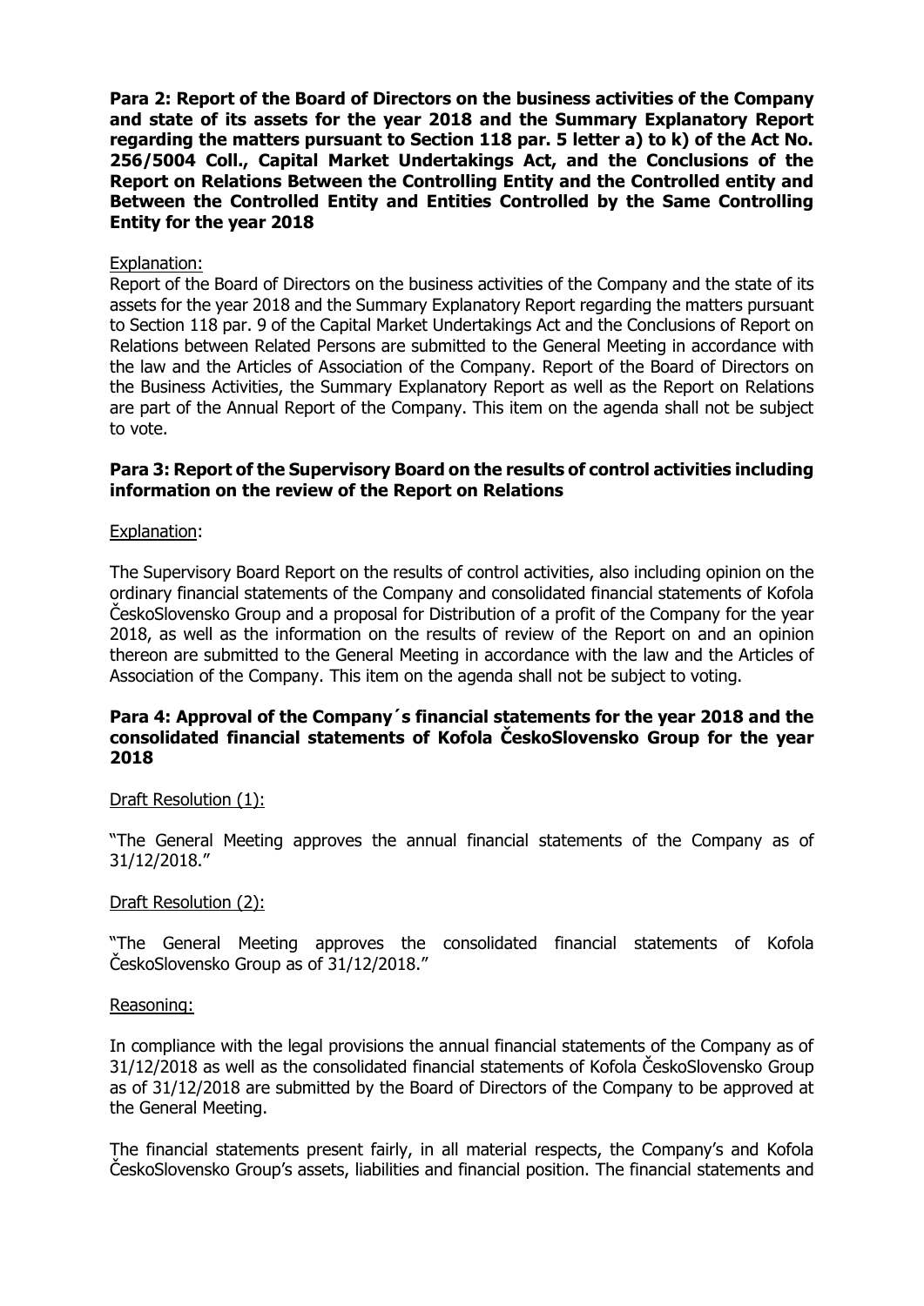**Para 2: Report of the Board of Directors on the business activities of the Company and state of its assets for the year 2018 and the Summary Explanatory Report regarding the matters pursuant to Section 118 par. 5 letter a) to k) of the Act No. 256/5004 Coll., Capital Market Undertakings Act, and the Conclusions of the Report on Relations Between the Controlling Entity and the Controlled entity and Between the Controlled Entity and Entities Controlled by the Same Controlling Entity for the year 2018**

Explanation:

Report of the Board of Directors on the business activities of the Company and the state of its assets for the year 2018 and the Summary Explanatory Report regarding the matters pursuant to Section 118 par. 9 of the Capital Market Undertakings Act and the Conclusions of Report on Relations between Related Persons are submitted to the General Meeting in accordance with the law and the Articles of Association of the Company. Report of the Board of Directors on the Business Activities, the Summary Explanatory Report as well as the Report on Relations are part of the Annual Report of the Company. This item on the agenda shall not be subject to vote.

**Para 3: Report of the Supervisory Board on the results of control activities including information on the review of the Report on Relations**

Explanation:

The Supervisory Board Report on the results of control activities, also including opinion on the ordinary financial statements of the Company and consolidated financial statements of Kofola ČeskoSlovensko Group and a proposal for Distribution of a profit of the Company for the year 2018, as well as the information on the results of review of the Report on and an opinion thereon are submitted to the General Meeting in accordance with the law and the Articles of Association of the Company. This item on the agenda shall not be subject to voting.

**Para 4: Approval of the Company´s financial statements for the year 2018 and the consolidated financial statements of Kofola ČeskoSlovensko Group for the year 2018**

Draft Resolution (1):

"The General Meeting approves the annual financial statements of the Company as of 31/12/2018."

Draft Resolution (2):

"The General Meeting approves the consolidated financial statements of Kofola ČeskoSlovensko Group as of 31/12/2018."

Reasoning:

In compliance with the legal provisions the annual financial statements of the Company as of 31/12/2018 as well as the consolidated financial statements of Kofola ČeskoSlovensko Group as of 31/12/2018 are submitted by the Board of Directors of the Company to be approved at the General Meeting.

The financial statements present fairly, in all material respects, the Company's and Kofola ČeskoSlovensko Group's assets, liabilities and financial position. The financial statements and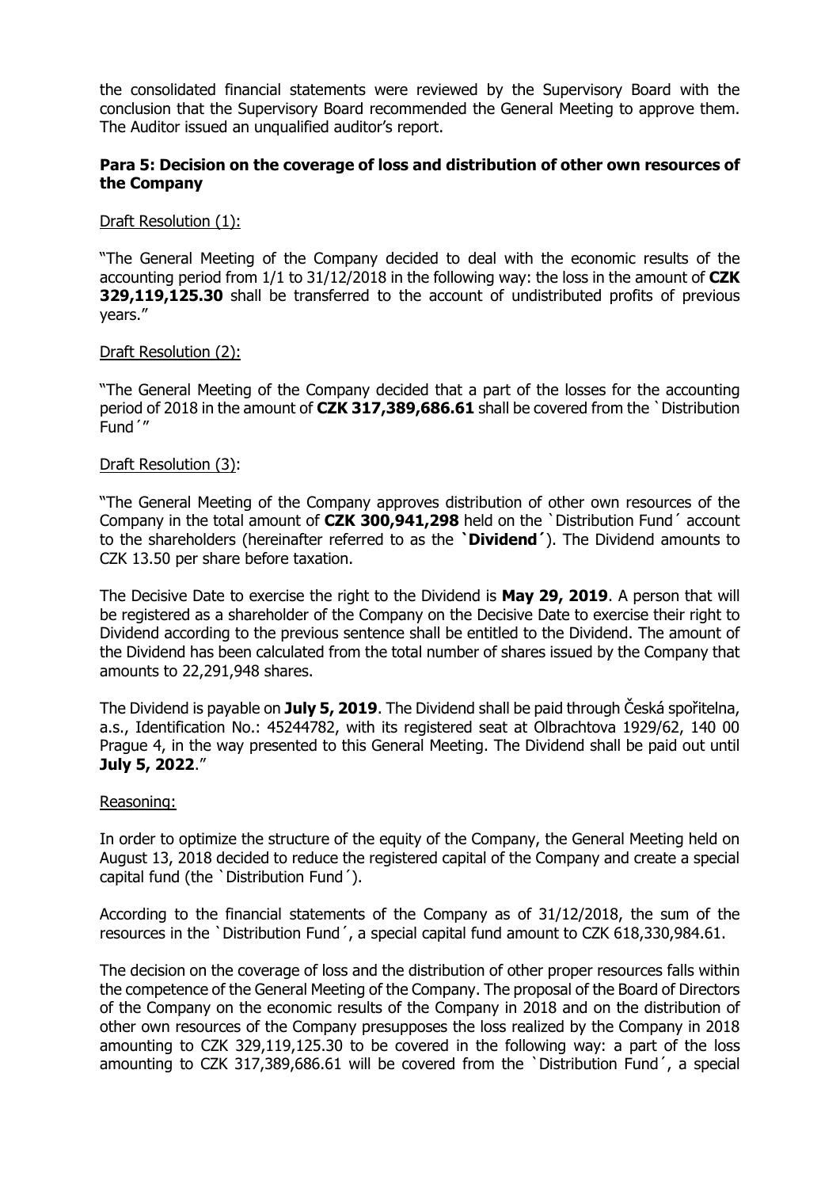the consolidated financial statements were reviewed by the Supervisory Board with the conclusion that the Supervisory Board recommended the General Meeting to approve them. The Auditor issued an unqualified auditor's report.

**Para 5: Decision on the coverage of loss and distribution of other own resources of the Company**

Draft Resolution (1):

"The General Meeting of the Company decided to deal with the economic results of the accounting period from 1/1 to 31/12/2018 in the following way: the loss in the amount of **CZK 329,119,125.30** shall be transferred to the account of undistributed profits of previous years."

Draft Resolution (2):

"The General Meeting of the Company decided that a part of the losses for the accounting period of 2018 in the amount of **CZK 317,389,686.61** shall be covered from the `Distribution Fund´"

Draft Resolution (3):

"The General Meeting of the Company approves distribution of other own resources of the Company in the total amount of **CZK 300,941,298** held on the `Distribution Fund´ account to the shareholders (hereinafter referred to as the **`Dividend´**). The Dividend amounts to CZK 13.50 per share before taxation.

The Decisive Date to exercise the right to the Dividend is **May 29, 2019**. A person that will be registered as a shareholder of the Company on the Decisive Date to exercise their right to Dividend according to the previous sentence shall be entitled to the Dividend. The amount of the Dividend has been calculated from the total number of shares issued by the Company that amounts to 22,291,948 shares.

The Dividend is payable on **July 5, 2019**. The Dividend shall be paid through Česká spořitelna, a.s., Identification No.: 45244782, with its registered seat at Olbrachtova 1929/62, 140 00 Prague 4, in the way presented to this General Meeting. The Dividend shall be paid out until **July 5, 2022**."

Reasoning:

In order to optimize the structure of the equity of the Company, the General Meeting held on August 13, 2018 decided to reduce the registered capital of the Company and create a special capital fund (the `Distribution Fund´).

According to the financial statements of the Company as of 31/12/2018, the sum of the resources in the `Distribution Fund´, a special capital fund amount to CZK 618,330,984.61.

The decision on the coverage of loss and the distribution of other proper resources falls within the competence of the General Meeting of the Company. The proposal of the Board of Directors of the Company on the economic results of the Company in 2018 and on the distribution of other own resources of the Company presupposes the loss realized by the Company in 2018 amounting to CZK 329,119,125.30 to be covered in the following way: a part of the loss amounting to CZK 317,389,686.61 will be covered from the `Distribution Fund´, a special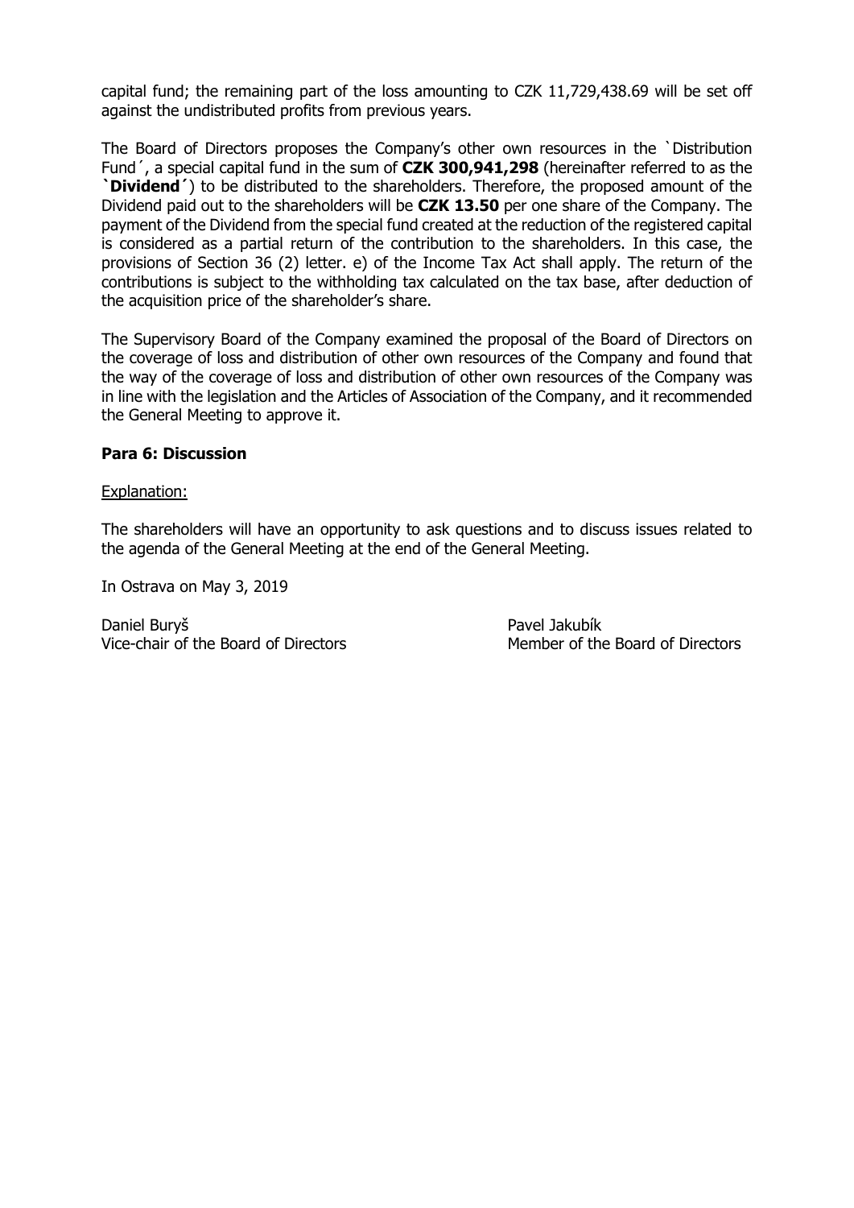capital fund; the remaining part of the loss amounting to CZK 11,729,438.69 will be set off against the undistributed profits from previous years.

The Board of Directors proposes the Company's other own resources in the `Distribution Fund´, a special capital fund in the sum of **CZK 300,941,298** (hereinafter referred to as the **`Dividend´**) to be distributed to the shareholders. Therefore, the proposed amount of the Dividend paid out to the shareholders will be **CZK 13.50** per one share of the Company. The payment of the Dividend from the special fund created at the reduction of the registered capital is considered as a partial return of the contribution to the shareholders. In this case, the provisions of Section 36 (2) letter. e) of the Income Tax Act shall apply. The return of the contributions is subject to the withholding tax calculated on the tax base, after deduction of the acquisition price of the shareholder's share.

The Supervisory Board of the Company examined the proposal of the Board of Directors on the coverage of loss and distribution of other own resources of the Company and found that the way of the coverage of loss and distribution of other own resources of the Company was in line with the legislation and the Articles of Association of the Company, and it recommended the General Meeting to approve it.

**Para 6: Discussion**

Explanation:

The shareholders will have an opportunity to ask questions and to discuss issues related to the agenda of the General Meeting at the end of the General Meeting.

In Ostrava on May 3, 2019

Daniel Buryš
Vice-chair of the Board of Directors

Pavel Jakubík
Member of the Board of Directors